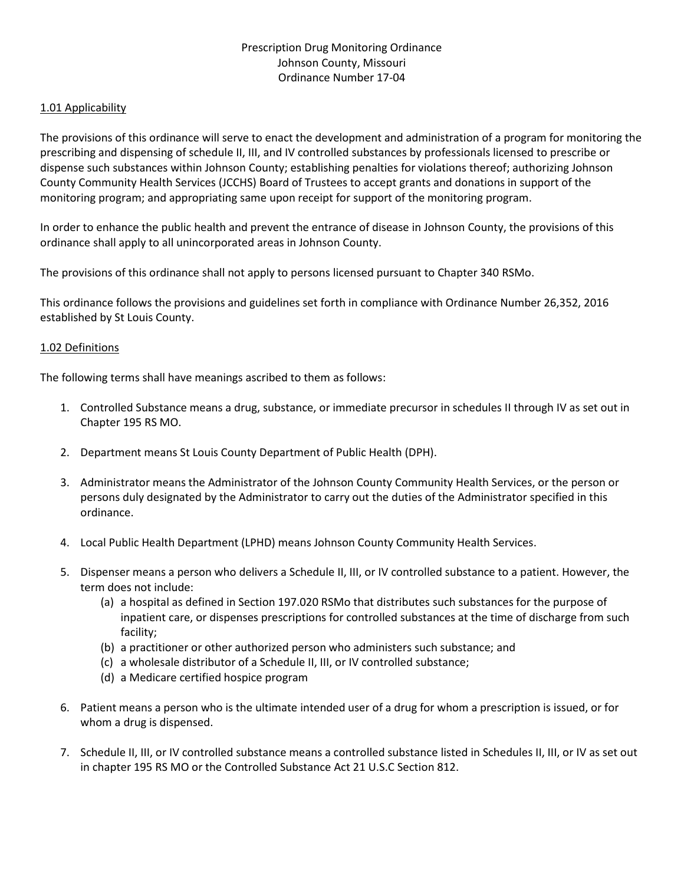Prescription Drug Monitoring Ordinance
Johnson County, Missouri
Ordinance Number 17-04

## 1.01 Applicability

The provisions of this ordinance will serve to enact the development and administration of a program for monitoring the prescribing and dispensing of schedule II, III, and IV controlled substances by professionals licensed to prescribe or dispense such substances within Johnson County; establishing penalties for violations thereof; authorizing Johnson County Community Health Services (JCCHS) Board of Trustees to accept grants and donations in support of the monitoring program; and appropriating same upon receipt for support of the monitoring program.

In order to enhance the public health and prevent the entrance of disease in Johnson County, the provisions of this ordinance shall apply to all unincorporated areas in Johnson County.

The provisions of this ordinance shall not apply to persons licensed pursuant to Chapter 340 RSMo.

This ordinance follows the provisions and guidelines set forth in compliance with Ordinance Number 26,352, 2016 established by St Louis County.

## 1.02 Definitions

The following terms shall have meanings ascribed to them as follows:

1. Controlled Substance means a drug, substance, or immediate precursor in schedules II through IV as set out in Chapter 195 RS MO.

2. Department means St Louis County Department of Public Health (DPH).

3. Administrator means the Administrator of the Johnson County Community Health Services, or the person or persons duly designated by the Administrator to carry out the duties of the Administrator specified in this ordinance.

4. Local Public Health Department (LPHD) means Johnson County Community Health Services.

5. Dispenser means a person who delivers a Schedule II, III, or IV controlled substance to a patient. However, the term does not include:
   (a) a hospital as defined in Section 197.020 RSMo that distributes such substances for the purpose of inpatient care, or dispenses prescriptions for controlled substances at the time of discharge from such facility;
   (b) a practitioner or other authorized person who administers such substance; and
   (c) a wholesale distributor of a Schedule II, III, or IV controlled substance;
   (d) a Medicare certified hospice program

6. Patient means a person who is the ultimate intended user of a drug for whom a prescription is issued, or for whom a drug is dispensed.

7. Schedule II, III, or IV controlled substance means a controlled substance listed in Schedules II, III, or IV as set out in chapter 195 RS MO or the Controlled Substance Act 21 U.S.C Section 812.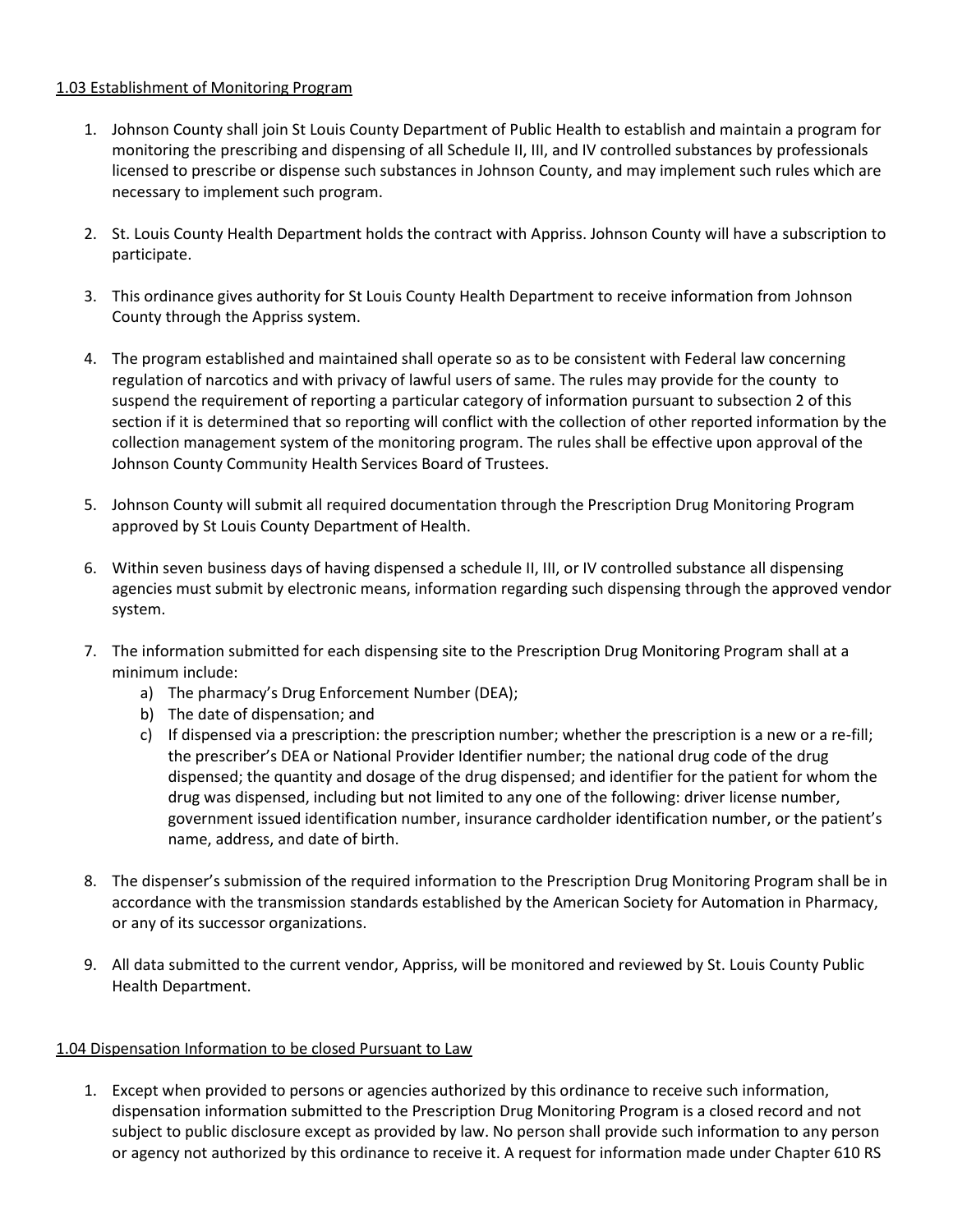1.03 Establishment of Monitoring Program

1. Johnson County shall join St Louis County Department of Public Health to establish and maintain a program for monitoring the prescribing and dispensing of all Schedule II, III, and IV controlled substances by professionals licensed to prescribe or dispense such substances in Johnson County, and may implement such rules which are necessary to implement such program.

2. St. Louis County Health Department holds the contract with Appriss. Johnson County will have a subscription to participate.

3. This ordinance gives authority for St Louis County Health Department to receive information from Johnson County through the Appriss system.

4. The program established and maintained shall operate so as to be consistent with Federal law concerning regulation of narcotics and with privacy of lawful users of same. The rules may provide for the county to suspend the requirement of reporting a particular category of information pursuant to subsection 2 of this section if it is determined that so reporting will conflict with the collection of other reported information by the collection management system of the monitoring program. The rules shall be effective upon approval of the Johnson County Community Health Services Board of Trustees.

5. Johnson County will submit all required documentation through the Prescription Drug Monitoring Program approved by St Louis County Department of Health.

6. Within seven business days of having dispensed a schedule II, III, or IV controlled substance all dispensing agencies must submit by electronic means, information regarding such dispensing through the approved vendor system.

7. The information submitted for each dispensing site to the Prescription Drug Monitoring Program shall at a minimum include:
   a) The pharmacy's Drug Enforcement Number (DEA);
   b) The date of dispensation; and
   c) If dispensed via a prescription: the prescription number; whether the prescription is a new or a re-fill; the prescriber's DEA or National Provider Identifier number; the national drug code of the drug dispensed; the quantity and dosage of the drug dispensed; and identifier for the patient for whom the drug was dispensed, including but not limited to any one of the following: driver license number, government issued identification number, insurance cardholder identification number, or the patient's name, address, and date of birth.

8. The dispenser's submission of the required information to the Prescription Drug Monitoring Program shall be in accordance with the transmission standards established by the American Society for Automation in Pharmacy, or any of its successor organizations.

9. All data submitted to the current vendor, Appriss, will be monitored and reviewed by St. Louis County Public Health Department.

1.04 Dispensation Information to be closed Pursuant to Law

1. Except when provided to persons or agencies authorized by this ordinance to receive such information, dispensation information submitted to the Prescription Drug Monitoring Program is a closed record and not subject to public disclosure except as provided by law. No person shall provide such information to any person or agency not authorized by this ordinance to receive it. A request for information made under Chapter 610 RS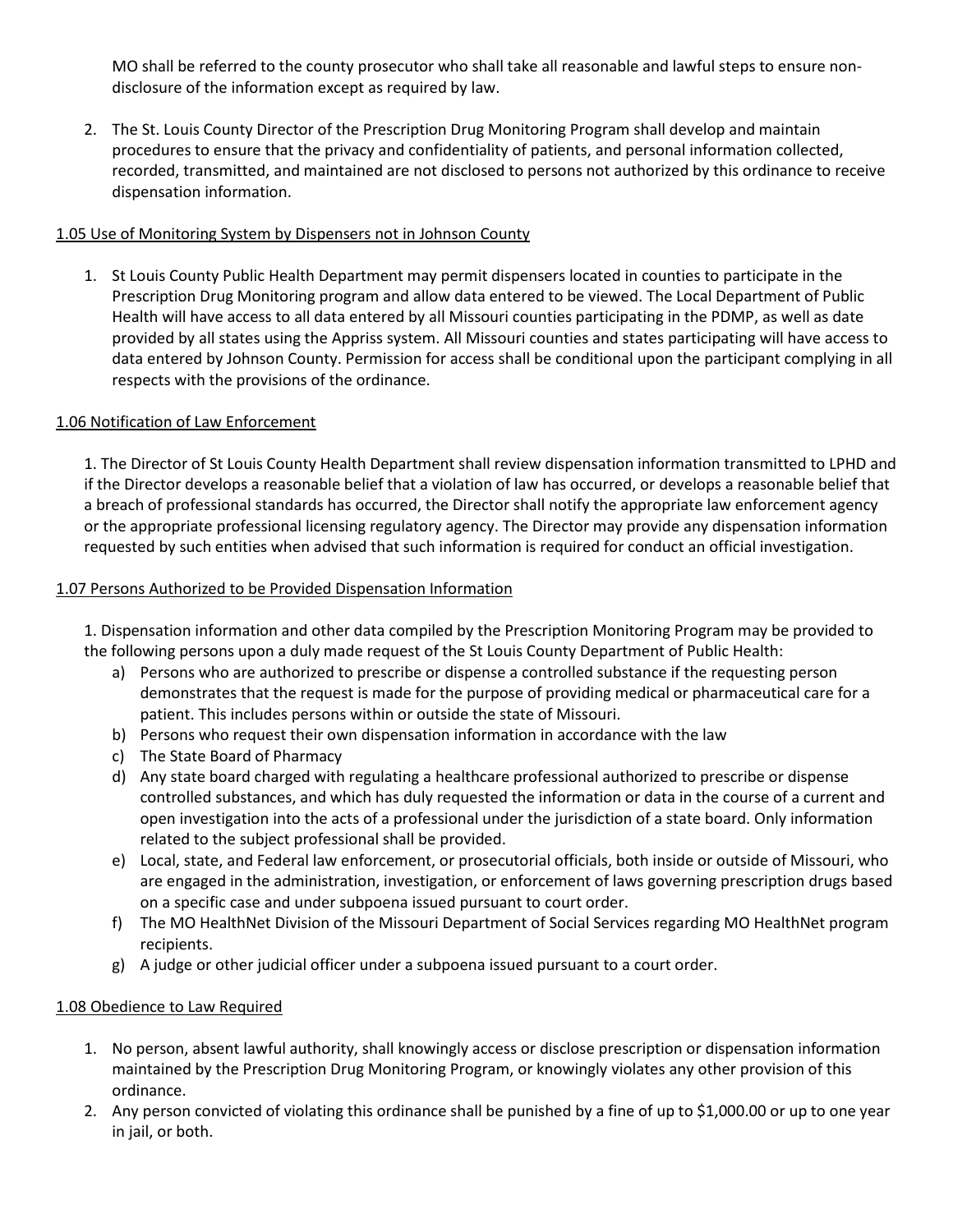MO shall be referred to the county prosecutor who shall take all reasonable and lawful steps to ensure non-disclosure of the information except as required by law.

2. The St. Louis County Director of the Prescription Drug Monitoring Program shall develop and maintain procedures to ensure that the privacy and confidentiality of patients, and personal information collected, recorded, transmitted, and maintained are not disclosed to persons not authorized by this ordinance to receive dispensation information.

1.05 Use of Monitoring System by Dispensers not in Johnson County

1. St Louis County Public Health Department may permit dispensers located in counties to participate in the Prescription Drug Monitoring program and allow data entered to be viewed. The Local Department of Public Health will have access to all data entered by all Missouri counties participating in the PDMP, as well as date provided by all states using the Appriss system. All Missouri counties and states participating will have access to data entered by Johnson County. Permission for access shall be conditional upon the participant complying in all respects with the provisions of the ordinance.

1.06 Notification of Law Enforcement

1. The Director of St Louis County Health Department shall review dispensation information transmitted to LPHD and if the Director develops a reasonable belief that a violation of law has occurred, or develops a reasonable belief that a breach of professional standards has occurred, the Director shall notify the appropriate law enforcement agency or the appropriate professional licensing regulatory agency. The Director may provide any dispensation information requested by such entities when advised that such information is required for conduct an official investigation.

1.07 Persons Authorized to be Provided Dispensation Information

1. Dispensation information and other data compiled by the Prescription Monitoring Program may be provided to the following persons upon a duly made request of the St Louis County Department of Public Health:

a) Persons who are authorized to prescribe or dispense a controlled substance if the requesting person demonstrates that the request is made for the purpose of providing medical or pharmaceutical care for a patient. This includes persons within or outside the state of Missouri.
b) Persons who request their own dispensation information in accordance with the law
c) The State Board of Pharmacy
d) Any state board charged with regulating a healthcare professional authorized to prescribe or dispense controlled substances, and which has duly requested the information or data in the course of a current and open investigation into the acts of a professional under the jurisdiction of a state board. Only information related to the subject professional shall be provided.
e) Local, state, and Federal law enforcement, or prosecutorial officials, both inside or outside of Missouri, who are engaged in the administration, investigation, or enforcement of laws governing prescription drugs based on a specific case and under subpoena issued pursuant to court order.
f) The MO HealthNet Division of the Missouri Department of Social Services regarding MO HealthNet program recipients.
g) A judge or other judicial officer under a subpoena issued pursuant to a court order.

1.08 Obedience to Law Required

1. No person, absent lawful authority, shall knowingly access or disclose prescription or dispensation information maintained by the Prescription Drug Monitoring Program, or knowingly violates any other provision of this ordinance.
2. Any person convicted of violating this ordinance shall be punished by a fine of up to $1,000.00 or up to one year in jail, or both.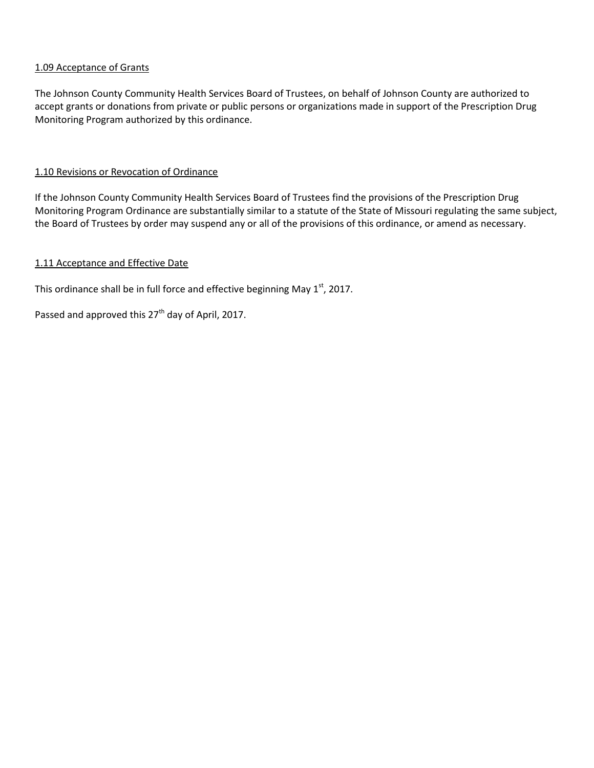1.09 Acceptance of Grants

The Johnson County Community Health Services Board of Trustees, on behalf of Johnson County are authorized to accept grants or donations from private or public persons or organizations made in support of the Prescription Drug Monitoring Program authorized by this ordinance.

1.10 Revisions or Revocation of Ordinance

If the Johnson County Community Health Services Board of Trustees find the provisions of the Prescription Drug Monitoring Program Ordinance are substantially similar to a statute of the State of Missouri regulating the same subject, the Board of Trustees by order may suspend any or all of the provisions of this ordinance, or amend as necessary.

1.11 Acceptance and Effective Date

This ordinance shall be in full force and effective beginning May 1st, 2017.

Passed and approved this 27th day of April, 2017.